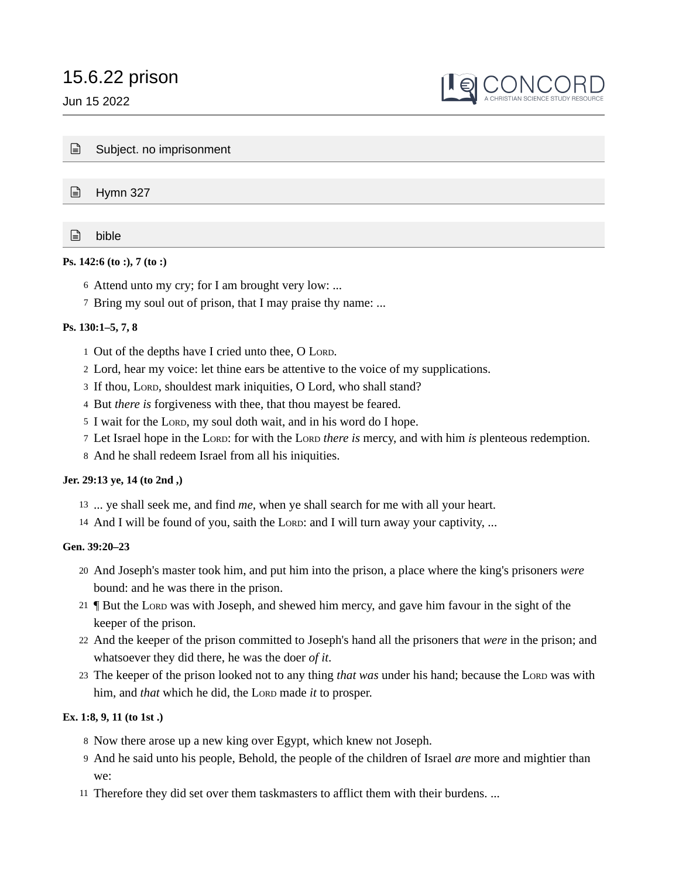# 15.6.22 prison

Jun 15 2022

## Subject. no imprisonment

## Hymn 327

## bible

**Ps. 142:6 (to :), 7 (to :)**

6 Attend unto my cry; for I am brought very low: ...

7 Bring my soul out of prison, that I may praise thy name: ...

**Ps. 130:1–5, 7, 8**

1 Out of the depths have I cried unto thee, O LORD.

2 Lord, hear my voice: let thine ears be attentive to the voice of my supplications.

3 If thou, LORD, shouldest mark iniquities, O Lord, who shall stand?

4 But *there is* forgiveness with thee, that thou mayest be feared.

5 I wait for the LORD, my soul doth wait, and in his word do I hope.

7 Let Israel hope in the LORD: for with the LORD *there is* mercy, and with him *is* plenteous redemption.

8 And he shall redeem Israel from all his iniquities.

**Jer. 29:13 ye, 14 (to 2nd ,)**

13 ... ye shall seek me, and find *me*, when ye shall search for me with all your heart.

14 And I will be found of you, saith the LORD: and I will turn away your captivity, ...

**Gen. 39:20–23**

20 And Joseph's master took him, and put him into the prison, a place where the king's prisoners *were* bound: and he was there in the prison.

21 ¶ But the LORD was with Joseph, and shewed him mercy, and gave him favour in the sight of the keeper of the prison.

22 And the keeper of the prison committed to Joseph's hand all the prisoners that *were* in the prison; and whatsoever they did there, he was the doer *of it*.

23 The keeper of the prison looked not to any thing *that was* under his hand; because the LORD was with him, and *that* which he did, the LORD made *it* to prosper.

**Ex. 1:8, 9, 11 (to 1st .)**

8 Now there arose up a new king over Egypt, which knew not Joseph.

9 And he said unto his people, Behold, the people of the children of Israel *are* more and mightier than we:

11 Therefore they did set over them taskmasters to afflict them with their burdens. ...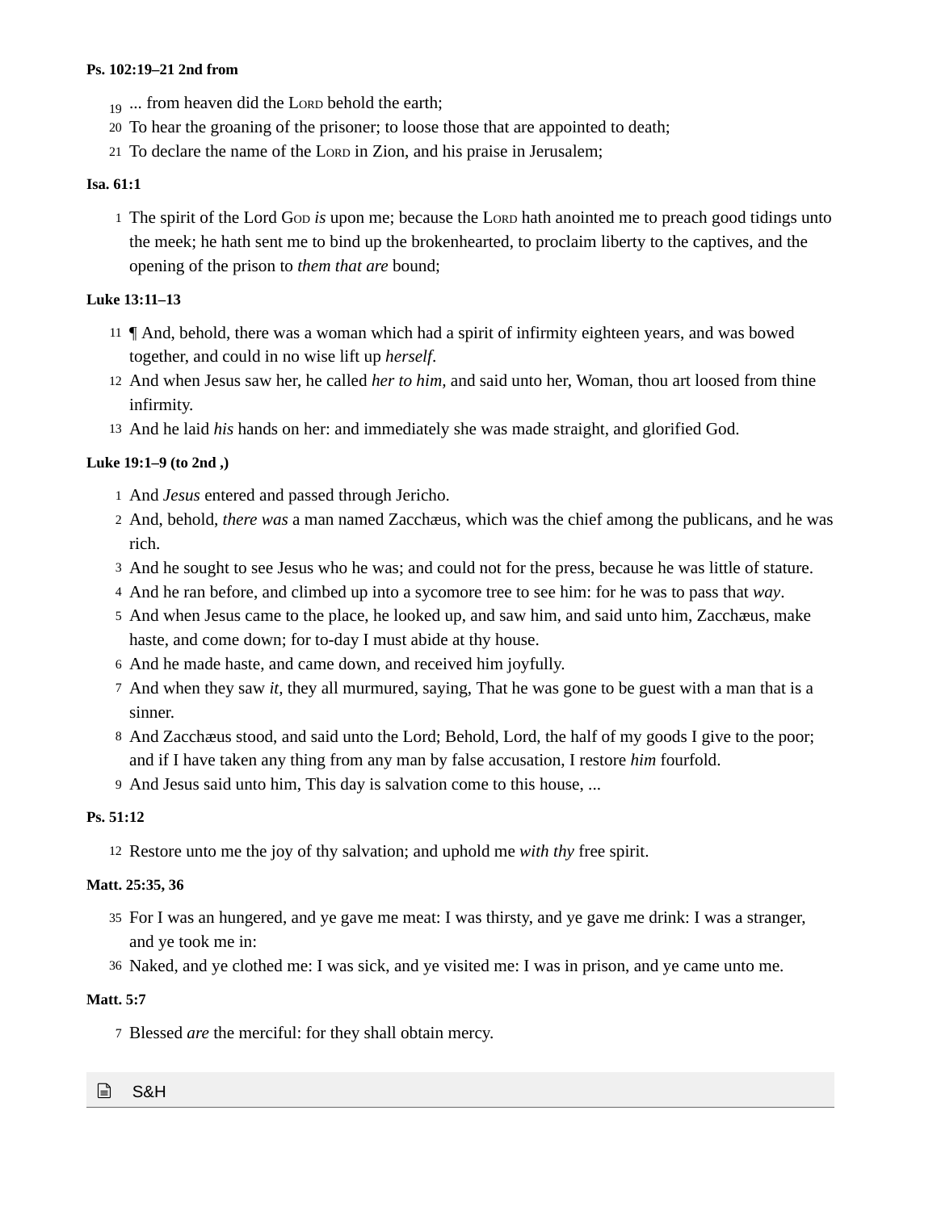**Ps. 102:19–21 2nd from**

19 ... from heaven did the LORD behold the earth;
20 To hear the groaning of the prisoner; to loose those that are appointed to death;
21 To declare the name of the LORD in Zion, and his praise in Jerusalem;

**Isa. 61:1**

1 The spirit of the Lord GOD *is* upon me; because the LORD hath anointed me to preach good tidings unto the meek; he hath sent me to bind up the brokenhearted, to proclaim liberty to the captives, and the opening of the prison to *them that are* bound;

**Luke 13:11–13**

11 ¶ And, behold, there was a woman which had a spirit of infirmity eighteen years, and was bowed together, and could in no wise lift up *herself*.
12 And when Jesus saw her, he called *her to him,* and said unto her, Woman, thou art loosed from thine infirmity.
13 And he laid *his* hands on her: and immediately she was made straight, and glorified God.

**Luke 19:1–9 (to 2nd ,)**

1 And *Jesus* entered and passed through Jericho.
2 And, behold, *there was* a man named Zacchæus, which was the chief among the publicans, and he was rich.
3 And he sought to see Jesus who he was; and could not for the press, because he was little of stature.
4 And he ran before, and climbed up into a sycomore tree to see him: for he was to pass that *way*.
5 And when Jesus came to the place, he looked up, and saw him, and said unto him, Zacchæus, make haste, and come down; for to-day I must abide at thy house.
6 And he made haste, and came down, and received him joyfully.
7 And when they saw *it,* they all murmured, saying, That he was gone to be guest with a man that is a sinner.
8 And Zacchæus stood, and said unto the Lord; Behold, Lord, the half of my goods I give to the poor; and if I have taken any thing from any man by false accusation, I restore *him* fourfold.
9 And Jesus said unto him, This day is salvation come to this house, ...

**Ps. 51:12**

12 Restore unto me the joy of thy salvation; and uphold me *with thy* free spirit.

**Matt. 25:35, 36**

35 For I was an hungered, and ye gave me meat: I was thirsty, and ye gave me drink: I was a stranger, and ye took me in:
36 Naked, and ye clothed me: I was sick, and ye visited me: I was in prison, and ye came unto me.

**Matt. 5:7**

7 Blessed *are* the merciful: for they shall obtain mercy.

## S&H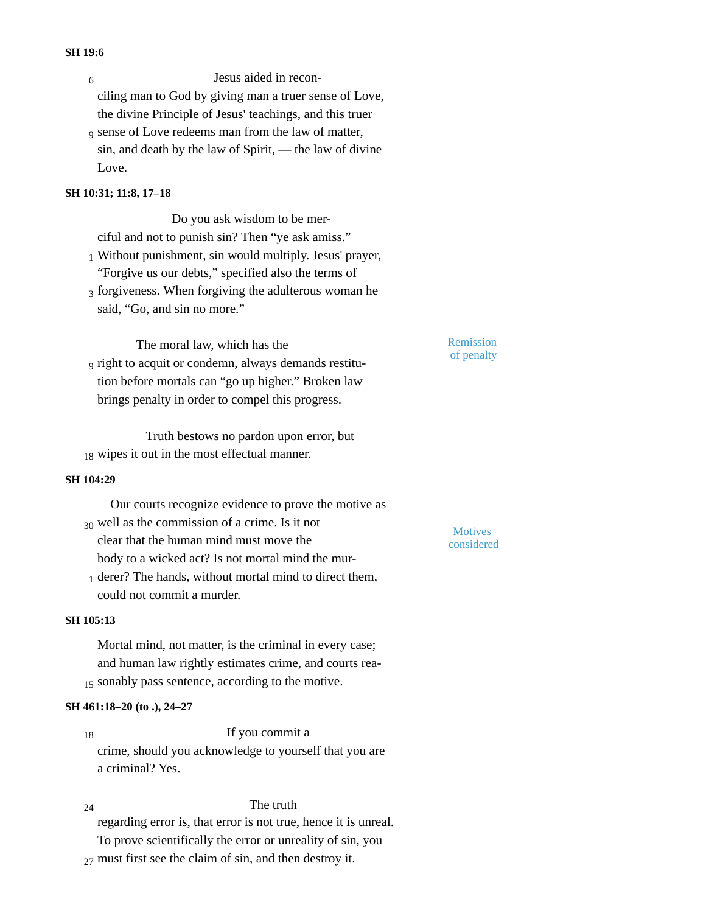**SH 19:6**

Jesus aided in reconciling man to God by giving man a truer sense of Love, the divine Principle of Jesus' teachings, and this truer sense of Love redeems man from the law of matter, sin, and death by the law of Spirit, — the law of divine Love.

**SH 10:31; 11:8, 17–18**

Do you ask wisdom to be merciful and not to punish sin? Then “ye ask amiss.” Without punishment, sin would multiply. Jesus' prayer, “Forgive us our debts,” specified also the terms of forgiveness. When forgiving the adulterous woman he said, “Go, and sin no more.”

Remission of penalty

The moral law, which has the right to acquit or condemn, always demands restitution before mortals can “go up higher.” Broken law brings penalty in order to compel this progress.

Truth bestows no pardon upon error, but wipes it out in the most effectual manner.

**SH 104:29**

Motives considered

Our courts recognize evidence to prove the motive as well as the commission of a crime. Is it not clear that the human mind must move the body to a wicked act? Is not mortal mind the murderer? The hands, without mortal mind to direct them, could not commit a murder.

**SH 105:13**

Mortal mind, not matter, is the criminal in every case; and human law rightly estimates crime, and courts reasonably pass sentence, according to the motive.

**SH 461:18–20 (to .), 24–27**

If you commit a crime, should you acknowledge to yourself that you are a criminal? Yes.

The truth regarding error is, that error is not true, hence it is unreal. To prove scientifically the error or unreality of sin, you must first see the claim of sin, and then destroy it.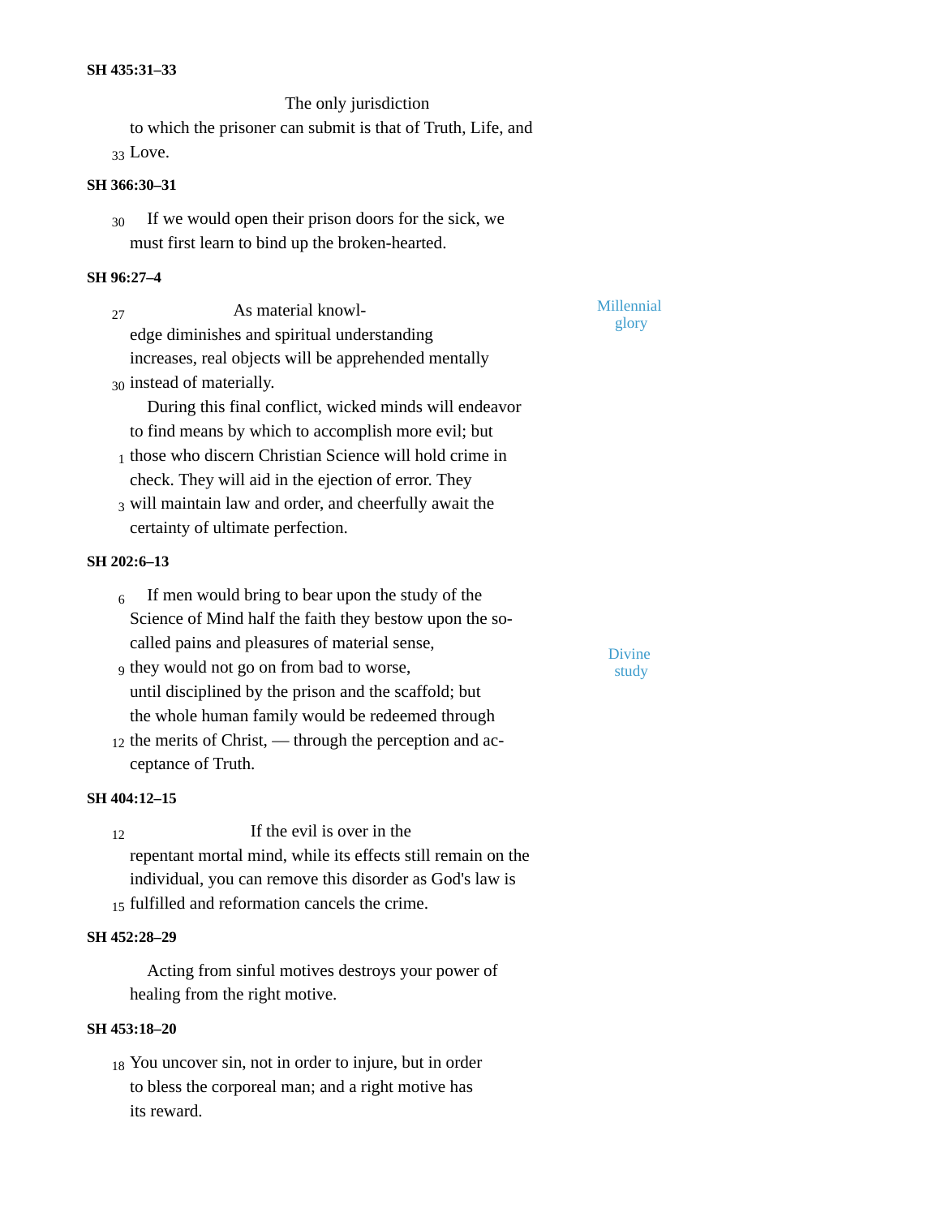**SH 435:31–33**

The only jurisdiction to which the prisoner can submit is that of Truth, Life, and Love.

**SH 366:30–31**

If we would open their prison doors for the sick, we must first learn to bind up the broken-hearted.

**SH 96:27–4**

*Millennial glory*

As material knowledge diminishes and spiritual understanding increases, real objects will be apprehended mentally instead of materially.

During this final conflict, wicked minds will endeavor to find means by which to accomplish more evil; but those who discern Christian Science will hold crime in check. They will aid in the ejection of error. They will maintain law and order, and cheerfully await the certainty of ultimate perfection.

**SH 202:6–13**

*Divine study*

If men would bring to bear upon the study of the Science of Mind half the faith they bestow upon the so-called pains and pleasures of material sense, they would not go on from bad to worse, until disciplined by the prison and the scaffold; but the whole human family would be redeemed through the merits of Christ, — through the perception and acceptance of Truth.

**SH 404:12–15**

If the evil is over in the repentant mortal mind, while its effects still remain on the individual, you can remove this disorder as God's law is fulfilled and reformation cancels the crime.

**SH 452:28–29**

Acting from sinful motives destroys your power of healing from the right motive.

**SH 453:18–20**

You uncover sin, not in order to injure, but in order to bless the corporeal man; and a right motive has its reward.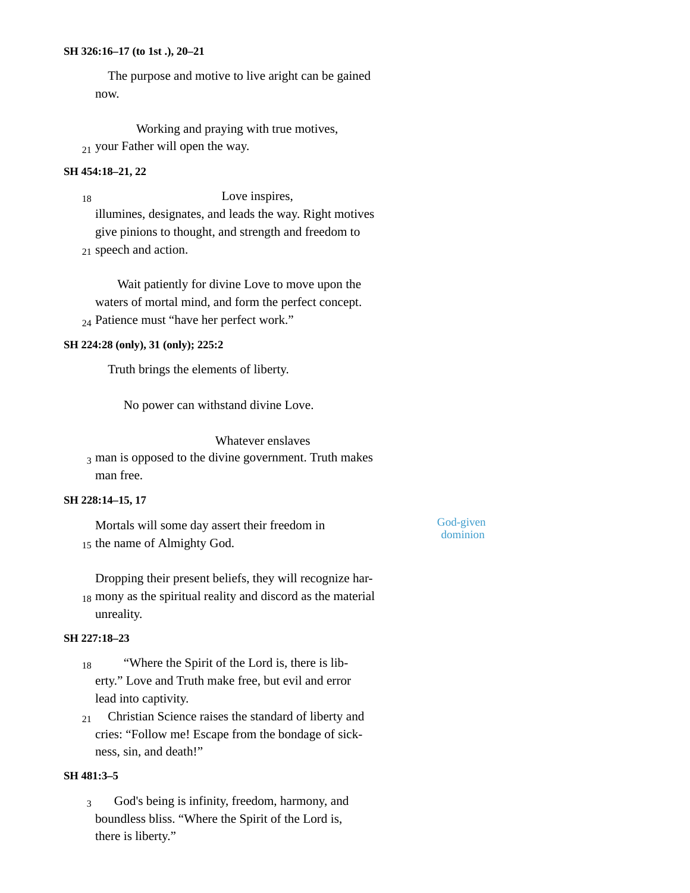**SH 326:16–17 (to 1st .), 20–21**

The purpose and motive to live aright can be gained now.

Working and praying with true motives, your Father will open the way.

**SH 454:18–21, 22**

Love inspires, illumines, designates, and leads the way. Right motives give pinions to thought, and strength and freedom to speech and action.

Wait patiently for divine Love to move upon the waters of mortal mind, and form the perfect concept. Patience must “have her perfect work.”

**SH 224:28 (only), 31 (only); 225:2**

Truth brings the elements of liberty.

No power can withstand divine Love.

Whatever enslaves man is opposed to the divine government. Truth makes man free.

**SH 228:14–15, 17**

God-given dominion

Mortals will some day assert their freedom in the name of Almighty God.

Dropping their present beliefs, they will recognize harmony as the spiritual reality and discord as the material unreality.

**SH 227:18–23**

“Where the Spirit of the Lord is, there is liberty.” Love and Truth make free, but evil and error lead into captivity.

Christian Science raises the standard of liberty and cries: “Follow me! Escape from the bondage of sickness, sin, and death!”

**SH 481:3–5**

God's being is infinity, freedom, harmony, and boundless bliss. “Where the Spirit of the Lord is, there is liberty.”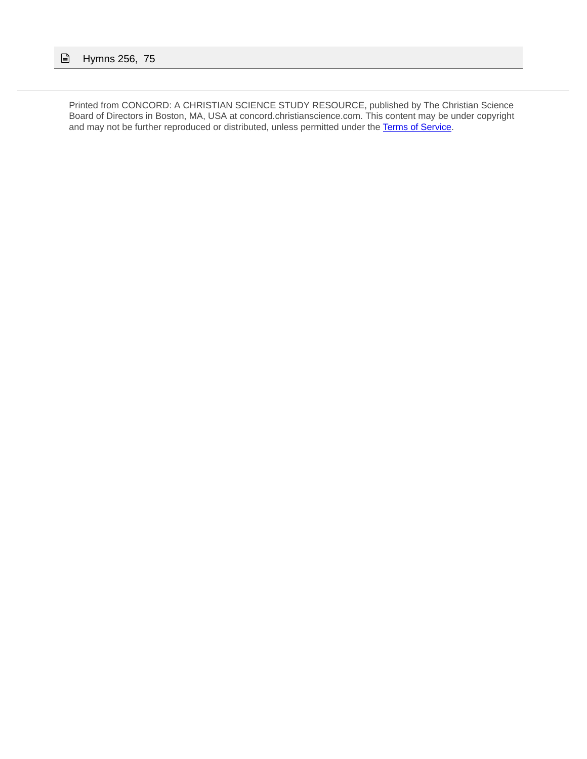Hymns 256, 75

Printed from CONCORD: A CHRISTIAN SCIENCE STUDY RESOURCE, published by The Christian Science Board of Directors in Boston, MA, USA at concord.christianscience.com. This content may be under copyright and may not be further reproduced or distributed, unless permitted under the Terms of Service.